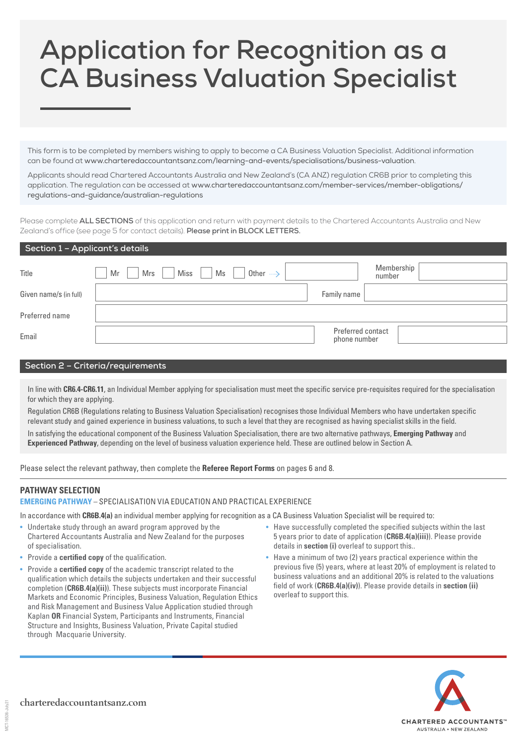# Application for Recognition as a CA Business Valuation Specialist

This form is to be completed by members wishing to apply to become a CA Business Valuation Specialist. Additional information can be found at www.charteredaccountantsanz.com/learning-and-events/specialisations/business-valuation.

Applicants should read Chartered Accountants Australia and New Zealand's (CA ANZ) regulation CR6B prior to completing this application. The regulation can be accessed at www.charteredaccountantsanz.com/member-services/member-obligations/regulations-and-guidance/australian-regulations

Please complete **ALL SECTIONS** of this application and return with payment details to the Chartered Accountants Australia and New Zealand's office (see page 5 for contact details). **Please print in BLOCK LETTERS.**

## Section 1 – Applicant's details

| | | | |
|---|---|---|---|
| Title | ☐ Mr ☐ Mrs ☐ Miss ☐ Ms ☐ Other → | Membership number | |
| Given name/s (in full) | | Family name | |
| Preferred name | | | |
| Email | | Preferred contact phone number | |

## Section 2 – Criteria/requirements

In line with **CR6.4-CR6.11**, an Individual Member applying for specialisation must meet the specific service pre-requisites required for the specialisation for which they are applying.

Regulation CR6B (Regulations relating to Business Valuation Specialisation) recognises those Individual Members who have undertaken specific relevant study and gained experience in business valuations, to such a level that they are recognised as having specialist skills in the field.

In satisfying the educational component of the Business Valuation Specialisation, there are two alternative pathways, **Emerging Pathway** and **Experienced Pathway**, depending on the level of business valuation experience held. These are outlined below in Section A.

Please select the relevant pathway, then complete the **Referee Report Forms** on pages 6 and 8.

### PATHWAY SELECTION

**EMERGING PATHWAY** – SPECIALISATION VIA EDUCATION AND PRACTICAL EXPERIENCE

In accordance with **CR6B.4(a)** an individual member applying for recognition as a CA Business Valuation Specialist will be required to:

- Undertake study through an award program approved by the Chartered Accountants Australia and New Zealand for the purposes of specialisation.
- Provide a **certified copy** of the qualification.
- Provide a **certified copy** of the academic transcript related to the qualification which details the subjects undertaken and their successful completion (**CR6B.4(a)(ii)**). These subjects must incorporate Financial Markets and Economic Principles, Business Valuation, Regulation Ethics and Risk Management and Business Value Application studied through Kaplan **OR** Financial System, Participants and Instruments, Financial Structure and Insights, Business Valuation, Private Capital studied through Macquarie University.
- Have successfully completed the specified subjects within the last 5 years prior to date of application (**CR6B.4(a)(iii)**). Please provide details in **section (i)** overleaf to support this..
- Have a minimum of two (2) years practical experience within the previous five (5) years, where at least 20% of employment is related to business valuations and an additional 20% is related to the valuations field of work (**CR6B.4(a)(iv)**). Please provide details in **section (ii)** overleaf to support this.

charteredaccountantsanz.com

CHARTERED ACCOUNTANTS™ AUSTRALIA + NEW ZEALAND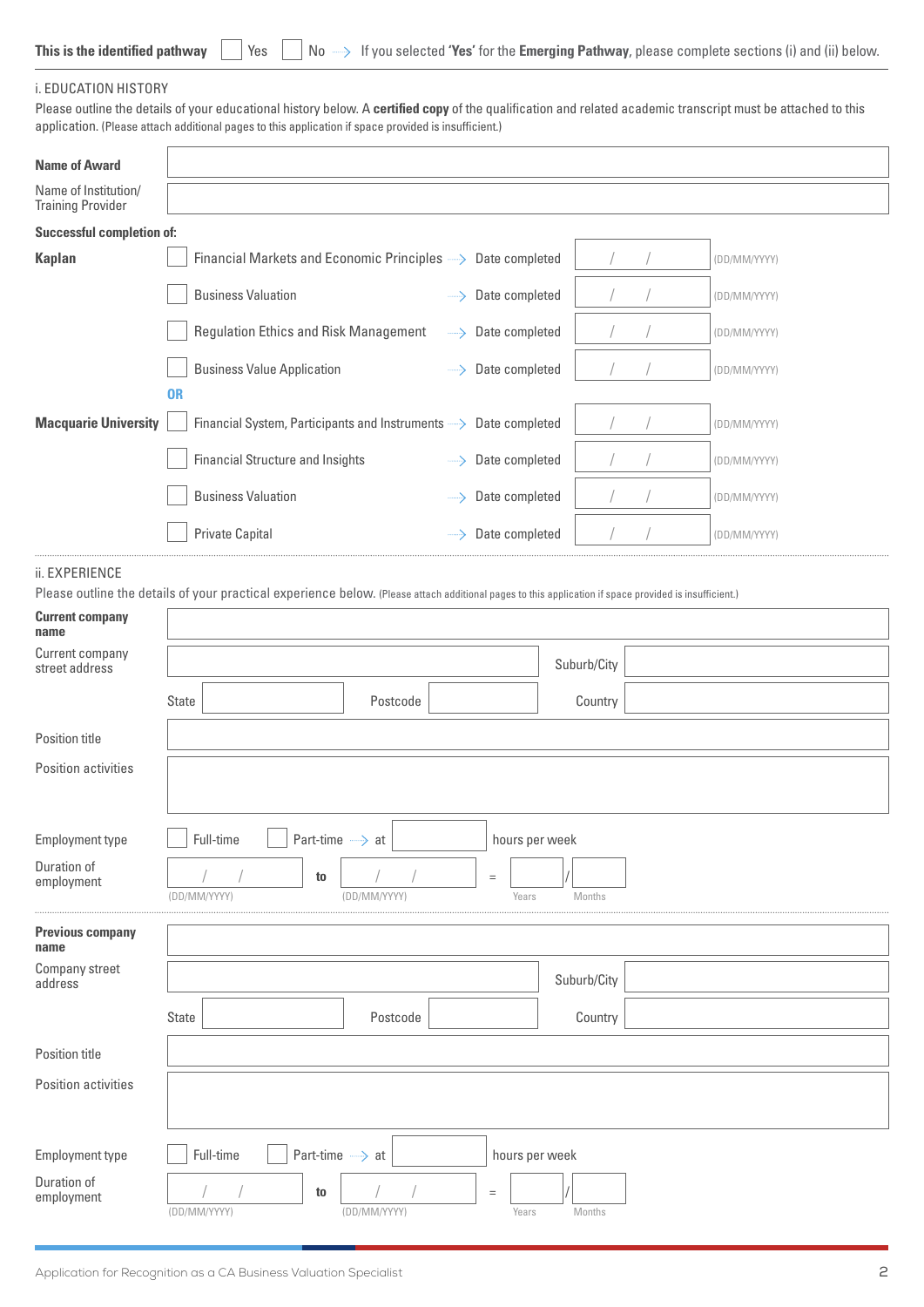**This is the identified pathway** ☐ Yes ☐ No → If you selected **'Yes'** for the **Emerging Pathway**, please complete sections (i) and (ii) below.

## i. EDUCATION HISTORY

Please outline the details of your educational history below. A **certified copy** of the qualification and related academic transcript must be attached to this application. (Please attach additional pages to this application if space provided is insufficient.)

| | |
|---|---|
| **Name of Award** | |
| Name of Institution/ Training Provider | |

**Successful completion of:**

| | | | | |
|---|---|---|---|---|
| **Kaplan** | ☐ Financial Markets and Economic Principles | → Date completed | / / | (DD/MM/YYYY) |
| | ☐ Business Valuation | → Date completed | / / | (DD/MM/YYYY) |
| | ☐ Regulation Ethics and Risk Management | → Date completed | / / | (DD/MM/YYYY) |
| | ☐ Business Value Application | → Date completed | / / | (DD/MM/YYYY) |
| | **OR** | | | |
| **Macquarie University** | ☐ Financial System, Participants and Instruments | → Date completed | / / | (DD/MM/YYYY) |
| | ☐ Financial Structure and Insights | → Date completed | / / | (DD/MM/YYYY) |
| | ☐ Business Valuation | → Date completed | / / | (DD/MM/YYYY) |
| | ☐ Private Capital | → Date completed | / / | (DD/MM/YYYY) |

## ii. EXPERIENCE

Please outline the details of your practical experience below. (Please attach additional pages to this application if space provided is insufficient.)

| | | | |
|---|---|---|---|
| **Current company name** | | | |
| Current company street address | | Suburb/City | |
| | State | Postcode | Country |
| Position title | | | |
| Position activities | | | |
| Employment type | ☐ Full-time ☐ Part-time → at ______ hours per week | | |
| Duration of employment | / / (DD/MM/YYYY) **to** / / (DD/MM/YYYY) = ____ Years / ____ Months | | |

| | | | |
|---|---|---|---|
| **Previous company name** | | | |
| Company street address | | Suburb/City | |
| | State | Postcode | Country |
| Position title | | | |
| Position activities | | | |
| Employment type | ☐ Full-time ☐ Part-time → at ______ hours per week | | |
| Duration of employment | / / (DD/MM/YYYY) **to** / / (DD/MM/YYYY) = ____ Years / ____ Months | | |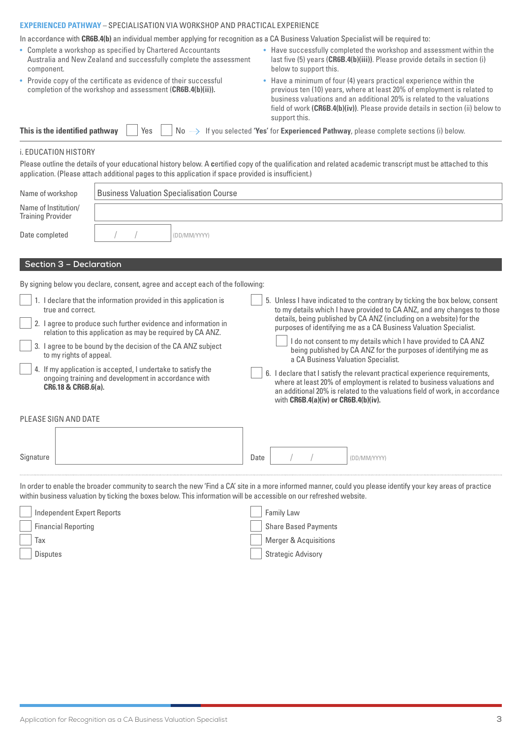**EXPERIENCED PATHWAY** – SPECIALISATION VIA WORKSHOP AND PRACTICAL EXPERIENCE

In accordance with **CR6B.4(b)** an individual member applying for recognition as a CA Business Valuation Specialist will be required to:

- Complete a workshop as specified by Chartered Accountants Australia and New Zealand and successfully complete the assessment component.
- Provide copy of the certificate as evidence of their successful completion of the workshop and assessment (**CR6B.4(b)(ii)).**
- Have successfully completed the workshop and assessment within the last five (5) years (**CR6B.4(b)(iii))**. Please provide details in section (i) below to support this.
- Have a minimum of four (4) years practical experience within the previous ten (10) years, where at least 20% of employment is related to business valuations and an additional 20% is related to the valuations field of work (**CR6B.4(b)(iv))**. Please provide details in section (ii) below to support this.

**This is the identified pathway** ☐ Yes ☐ No → If you selected **'Yes'** for **Experienced Pathway**, please complete sections (i) below.

i. EDUCATION HISTORY

Please outline the details of your educational history below. A certified copy of the qualification and related academic transcript must be attached to this application. (Please attach additional pages to this application if space provided is insufficient.)

| | |
|---|---|
| Name of workshop | Business Valuation Specialisation Course |
| Name of Institution/ Training Provider | |
| Date completed | / / (DD/MM/YYYY) |

## Section 3 – Declaration

By signing below you declare, consent, agree and accept each of the following:

☐ 1. I declare that the information provided in this application is true and correct.

☐ 2. I agree to produce such further evidence and information in relation to this application as may be required by CA ANZ.

☐ 3. I agree to be bound by the decision of the CA ANZ subject to my rights of appeal.

☐ 4. If my application is accepted, I undertake to satisfy the ongoing training and development in accordance with **CR6.18 & CR6B.6(a).**

☐ 5. Unless I have indicated to the contrary by ticking the box below, consent to my details which I have provided to CA ANZ, and any changes to those details, being published by CA ANZ (including on a website) for the purposes of identifying me as a CA Business Valuation Specialist.

☐ I do not consent to my details which I have provided to CA ANZ being published by CA ANZ for the purposes of identifying me as a CA Business Valuation Specialist.

☐ 6. I declare that I satisfy the relevant practical experience requirements, where at least 20% of employment is related to business valuations and an additional 20% is related to the valuations field of work, in accordance with **CR6B.4(a)(iv) or CR6B.4(b)(iv).**

PLEASE SIGN AND DATE

Signature ____________________ Date / / (DD/MM/YYYY)

In order to enable the broader community to search the new 'Find a CA' site in a more informed manner, could you please identify your key areas of practice within business valuation by ticking the boxes below. This information will be accessible on our refreshed website.

☐ Independent Expert Reports
☐ Financial Reporting
☐ Tax
☐ Disputes
☐ Family Law
☐ Share Based Payments
☐ Merger & Acquisitions
☐ Strategic Advisory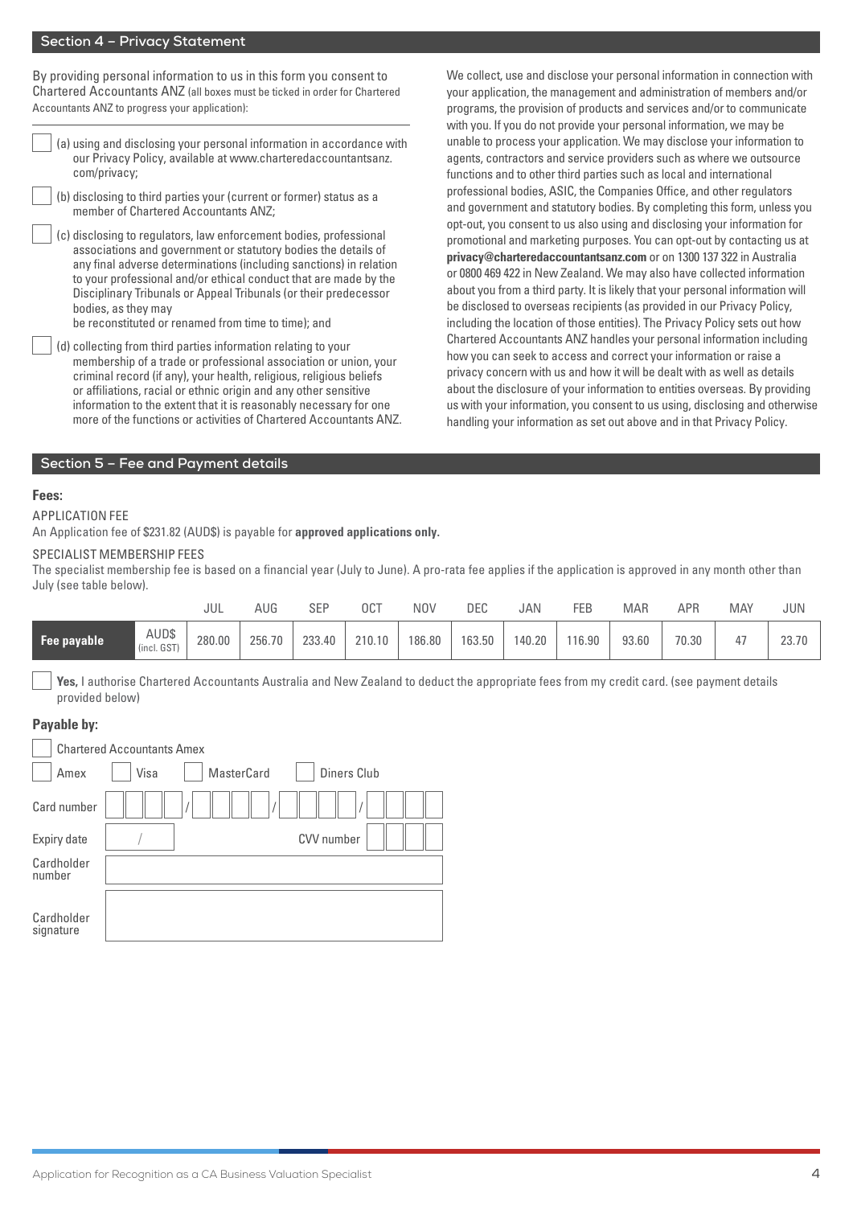## Section 4 – Privacy Statement

By providing personal information to us in this form you consent to Chartered Accountants ANZ (all boxes must be ticked in order for Chartered Accountants ANZ to progress your application):

- ☐ (a) using and disclosing your personal information in accordance with our Privacy Policy, available at www.charteredaccountantsanz.com/privacy;
- ☐ (b) disclosing to third parties your (current or former) status as a member of Chartered Accountants ANZ;
- ☐ (c) disclosing to regulators, law enforcement bodies, professional associations and government or statutory bodies the details of any final adverse determinations (including sanctions) in relation to your professional and/or ethical conduct that are made by the Disciplinary Tribunals or Appeal Tribunals (or their predecessor bodies, as they may be reconstituted or renamed from time to time); and
- ☐ (d) collecting from third parties information relating to your membership of a trade or professional association or union, your criminal record (if any), your health, religious, religious beliefs or affiliations, racial or ethnic origin and any other sensitive information to the extent that it is reasonably necessary for one more of the functions or activities of Chartered Accountants ANZ.

We collect, use and disclose your personal information in connection with your application, the management and administration of members and/or programs, the provision of products and services and/or to communicate with you. If you do not provide your personal information, we may be unable to process your application. We may disclose your information to agents, contractors and service providers such as where we outsource functions and to other third parties such as local and international professional bodies, ASIC, the Companies Office, and other regulators and government and statutory bodies. By completing this form, unless you opt-out, you consent to us also using and disclosing your information for promotional and marketing purposes. You can opt-out by contacting us at **privacy@charteredaccountantsanz.com** or on 1300 137 322 in Australia or 0800 469 422 in New Zealand. We may also have collected information about you from a third party. It is likely that your personal information will be disclosed to overseas recipients (as provided in our Privacy Policy, including the location of those entities). The Privacy Policy sets out how Chartered Accountants ANZ handles your personal information including how you can seek to access and correct your information or raise a privacy concern with us and how it will be dealt with as well as details about the disclosure of your information to entities overseas. By providing us with your information, you consent to us using, disclosing and otherwise handling your information as set out above and in that Privacy Policy.

## Section 5 – Fee and Payment details

**Fees:**

APPLICATION FEE

An Application fee of $231.82 (AUD$) is payable for **approved applications only.**

SPECIALIST MEMBERSHIP FEES

The specialist membership fee is based on a financial year (July to June). A pro-rata fee applies if the application is approved in any month other than July (see table below).

| | | JUL | AUG | SEP | OCT | NOV | DEC | JAN | FEB | MAR | APR | MAY | JUN |
|---|---|---|---|---|---|---|---|---|---|---|---|---|---|
| **Fee payable** | AUD$ (incl. GST) | 280.00 | 256.70 | 233.40 | 210.10 | 186.80 | 163.50 | 140.20 | 116.90 | 93.60 | 70.30 | 47 | 23.70 |

☐ **Yes,** I authorise Chartered Accountants Australia and New Zealand to deduct the appropriate fees from my credit card. (see payment details provided below)

**Payable by:**

☐ Chartered Accountants Amex

☐ Amex ☐ Visa ☐ MasterCard ☐ Diners Club

Card number ☐☐☐☐ / ☐☐☐☐ / ☐☐☐☐ / ☐☐☐☐

Expiry date ___ / ___ CVV number ☐☐☐☐

Cardholder number

Cardholder signature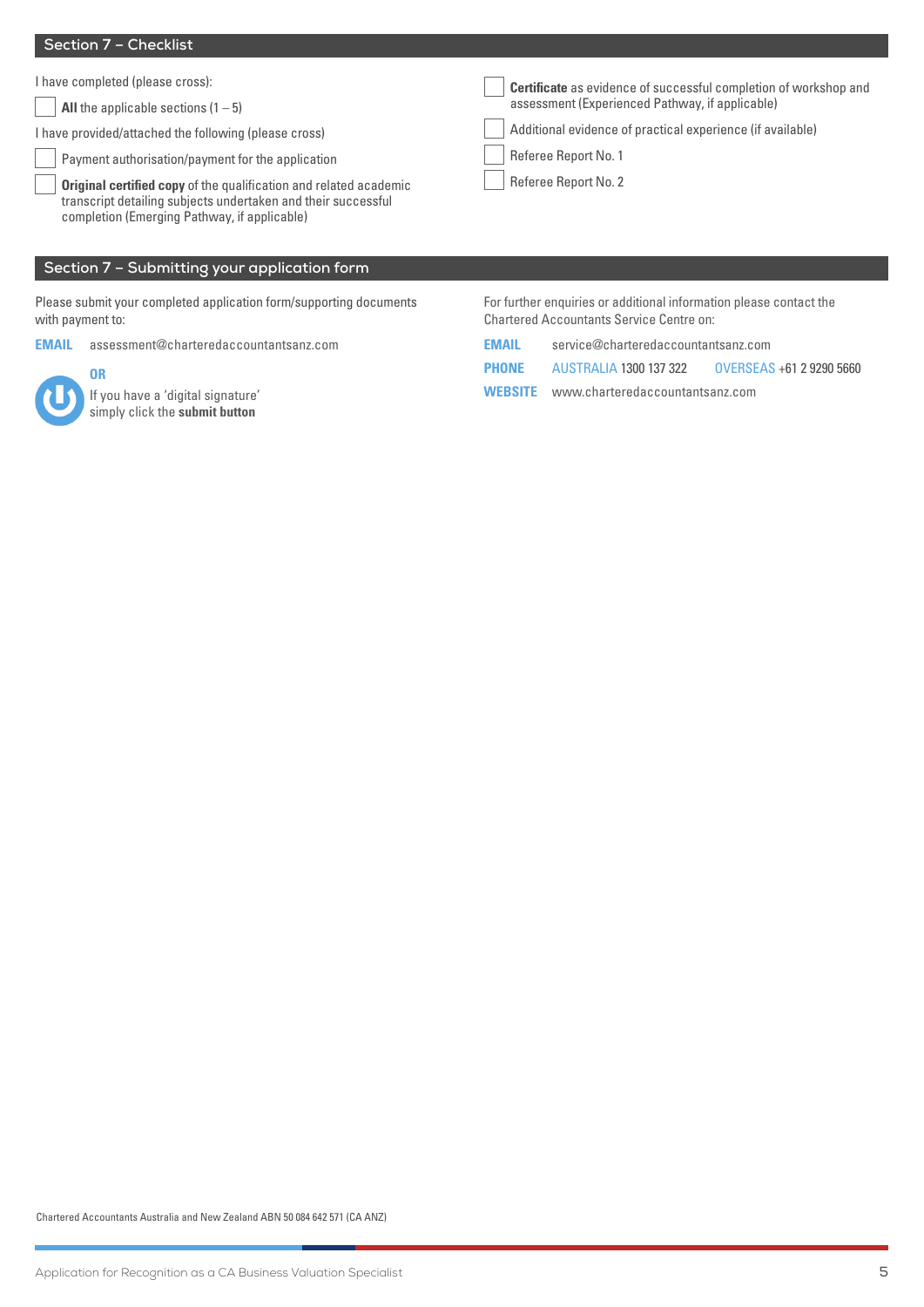## Section 7 – Checklist

I have completed (please cross):

- ☐ **All** the applicable sections (1 – 5)

I have provided/attached the following (please cross)

- ☐ Payment authorisation/payment for the application
- ☐ **Original certified copy** of the qualification and related academic transcript detailing subjects undertaken and their successful completion (Emerging Pathway, if applicable)
- ☐ **Certificate** as evidence of successful completion of workshop and assessment (Experienced Pathway, if applicable)
- ☐ Additional evidence of practical experience (if available)
- ☐ Referee Report No. 1
- ☐ Referee Report No. 2

## Section 7 – Submitting your application form

Please submit your completed application form/supporting documents with payment to:

**EMAIL** assessment@charteredaccountantsanz.com

**OR**

If you have a 'digital signature' simply click the **submit button**

For further enquiries or additional information please contact the Chartered Accountants Service Centre on:

**EMAIL** service@charteredaccountantsanz.com

**PHONE** AUSTRALIA 1300 137 322 OVERSEAS +61 2 9290 5660

**WEBSITE** www.charteredaccountantsanz.com

Chartered Accountants Australia and New Zealand ABN 50 084 642 571 (CA ANZ)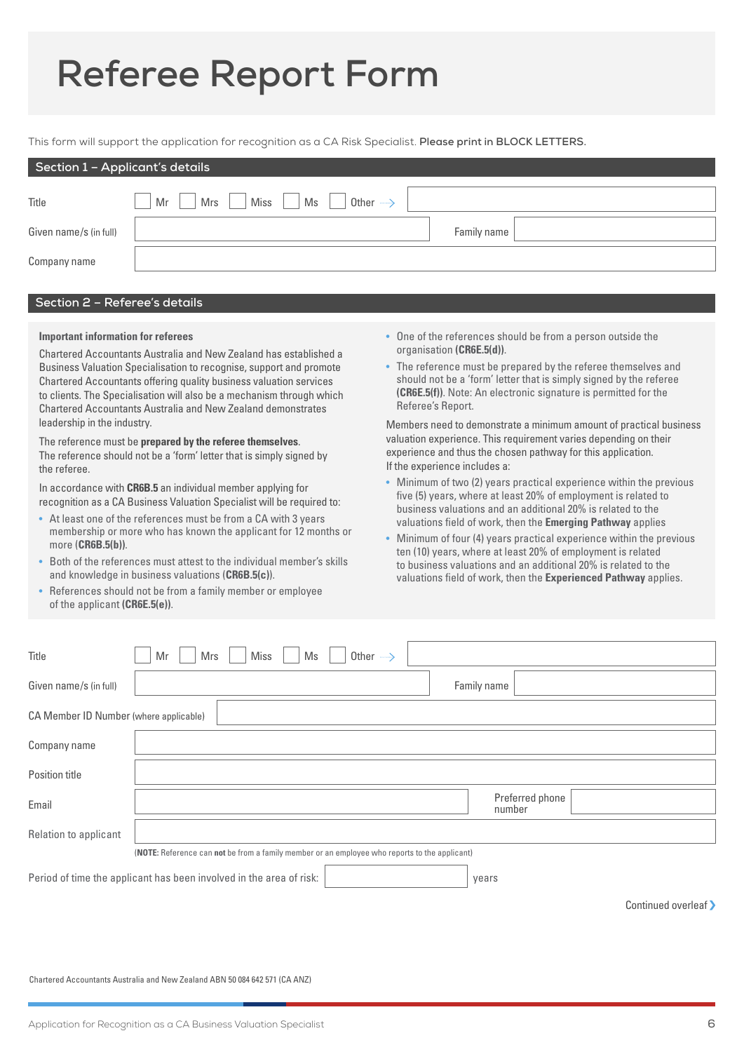# Referee Report Form

This form will support the application for recognition as a CA Risk Specialist. **Please print in BLOCK LETTERS.**

## Section 1 – Applicant's details

| | |
|---|---|
| Title | ☐ Mr ☐ Mrs ☐ Miss ☐ Ms ☐ Other → |
| Given name/s (in full) | Family name |
| Company name | |

## Section 2 – Referee's details

**Important information for referees**

Chartered Accountants Australia and New Zealand has established a Business Valuation Specialisation to recognise, support and promote Chartered Accountants offering quality business valuation services to clients. The Specialisation will also be a mechanism through which Chartered Accountants Australia and New Zealand demonstrates leadership in the industry.

The reference must be **prepared by the referee themselves**. The reference should not be a 'form' letter that is simply signed by the referee.

In accordance with **CR6B.5** an individual member applying for recognition as a CA Business Valuation Specialist will be required to:

- At least one of the references must be from a CA with 3 years membership or more who has known the applicant for 12 months or more (**CR6B.5(b)**).
- Both of the references must attest to the individual member's skills and knowledge in business valuations (**CR6B.5(c)**).
- References should not be from a family member or employee of the applicant (**CR6E.5(e)**).
- One of the references should be from a person outside the organisation (**CR6E.5(d)**).
- The reference must be prepared by the referee themselves and should not be a 'form' letter that is simply signed by the referee (**CR6E.5(f)**). Note: An electronic signature is permitted for the Referee's Report.

Members need to demonstrate a minimum amount of practical business valuation experience. This requirement varies depending on their experience and thus the chosen pathway for this application.
If the experience includes a:

- Minimum of two (2) years practical experience within the previous five (5) years, where at least 20% of employment is related to business valuations and an additional 20% is related to the valuations field of work, then the **Emerging Pathway** applies
- Minimum of four (4) years practical experience within the previous ten (10) years, where at least 20% of employment is related to business valuations and an additional 20% is related to the valuations field of work, then the **Experienced Pathway** applies.

| | |
|---|---|
| Title | ☐ Mr ☐ Mrs ☐ Miss ☐ Ms ☐ Other → |
| Given name/s (in full) | Family name |
| CA Member ID Number (where applicable) | |
| Company name | |
| Position title | |
| Email | Preferred phone number |
| Relation to applicant | |

(**NOTE:** Reference can **not** be from a family member or an employee who reports to the applicant)

Period of time the applicant has been involved in the area of risk: ______ years

Continued overleaf ❯

Chartered Accountants Australia and New Zealand ABN 50 084 642 571 (CA ANZ)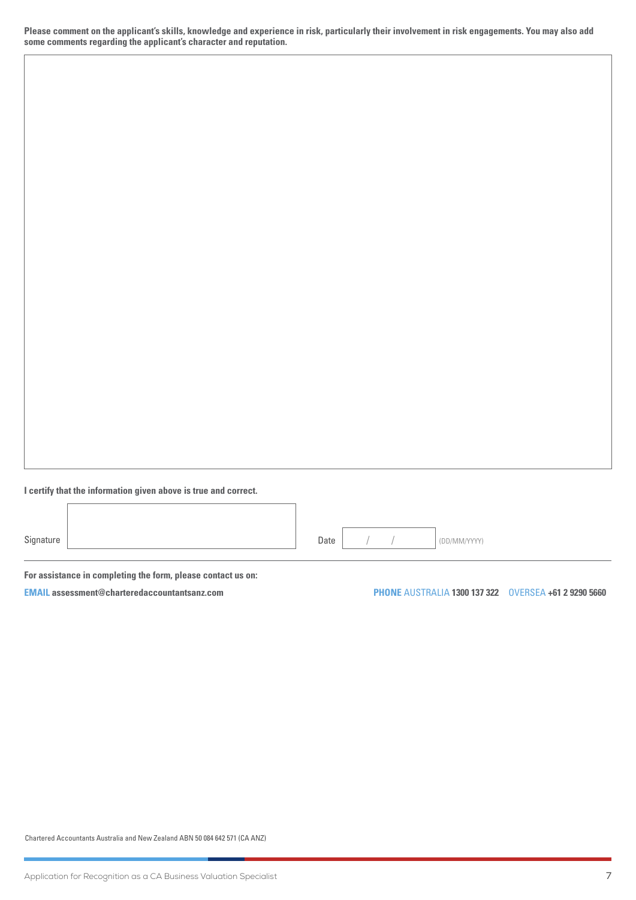**Please comment on the applicant's skills, knowledge and experience in risk, particularly their involvement in risk engagements. You may also add some comments regarding the applicant's character and reputation.**

| |
|---|
| |

**I certify that the information given above is true and correct.**

Signature | | Date | / / | (DD/MM/YYYY)

**For assistance in completing the form, please contact us on:**

**EMAIL** **assessment@charteredaccountantsanz.com**

**PHONE** AUSTRALIA **1300 137 322** OVERSEA **+61 2 9290 5660**

Chartered Accountants Australia and New Zealand ABN 50 084 642 571 (CA ANZ)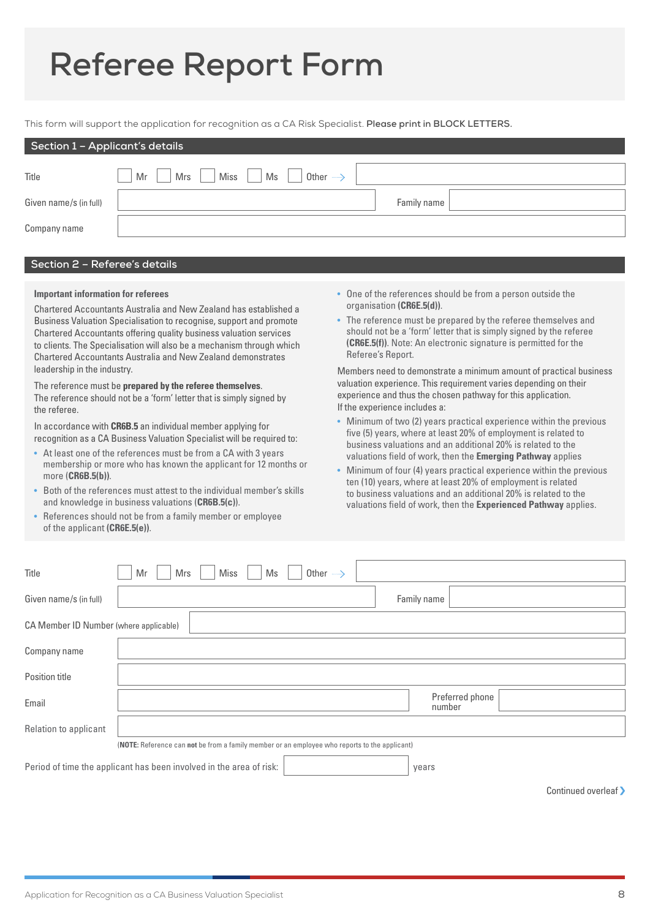# Referee Report Form

This form will support the application for recognition as a CA Risk Specialist. **Please print in BLOCK LETTERS.**

## Section 1 – Applicant's details

| | |
|---|---|
| Title | ☐ Mr ☐ Mrs ☐ Miss ☐ Ms ☐ Other → |
| Given name/s (in full) | Family name |
| Company name | |

## Section 2 – Referee's details

**Important information for referees**

Chartered Accountants Australia and New Zealand has established a Business Valuation Specialisation to recognise, support and promote Chartered Accountants offering quality business valuation services to clients. The Specialisation will also be a mechanism through which Chartered Accountants Australia and New Zealand demonstrates leadership in the industry.

The reference must be **prepared by the referee themselves**. The reference should not be a 'form' letter that is simply signed by the referee.

In accordance with **CR6B.5** an individual member applying for recognition as a CA Business Valuation Specialist will be required to:

- At least one of the references must be from a CA with 3 years membership or more who has known the applicant for 12 months or more (**CR6B.5(b)**).
- Both of the references must attest to the individual member's skills and knowledge in business valuations (**CR6B.5(c)**).
- References should not be from a family member or employee of the applicant (**CR6E.5(e)**).
- One of the references should be from a person outside the organisation (**CR6E.5(d)**).
- The reference must be prepared by the referee themselves and should not be a 'form' letter that is simply signed by the referee (**CR6E.5(f)**). Note: An electronic signature is permitted for the Referee's Report.

Members need to demonstrate a minimum amount of practical business valuation experience. This requirement varies depending on their experience and thus the chosen pathway for this application. If the experience includes a:

- Minimum of two (2) years practical experience within the previous five (5) years, where at least 20% of employment is related to business valuations and an additional 20% is related to the valuations field of work, then the **Emerging Pathway** applies
- Minimum of four (4) years practical experience within the previous ten (10) years, where at least 20% of employment is related to business valuations and an additional 20% is related to the valuations field of work, then the **Experienced Pathway** applies.

| | |
|---|---|
| Title | ☐ Mr ☐ Mrs ☐ Miss ☐ Ms ☐ Other → |
| Given name/s (in full) | Family name |
| CA Member ID Number (where applicable) | |
| Company name | |
| Position title | |
| Email | Preferred phone number |
| Relation to applicant | |

(**NOTE:** Reference can **not** be from a family member or an employee who reports to the applicant)

Period of time the applicant has been involved in the area of risk: ______ years

Continued overleaf ❯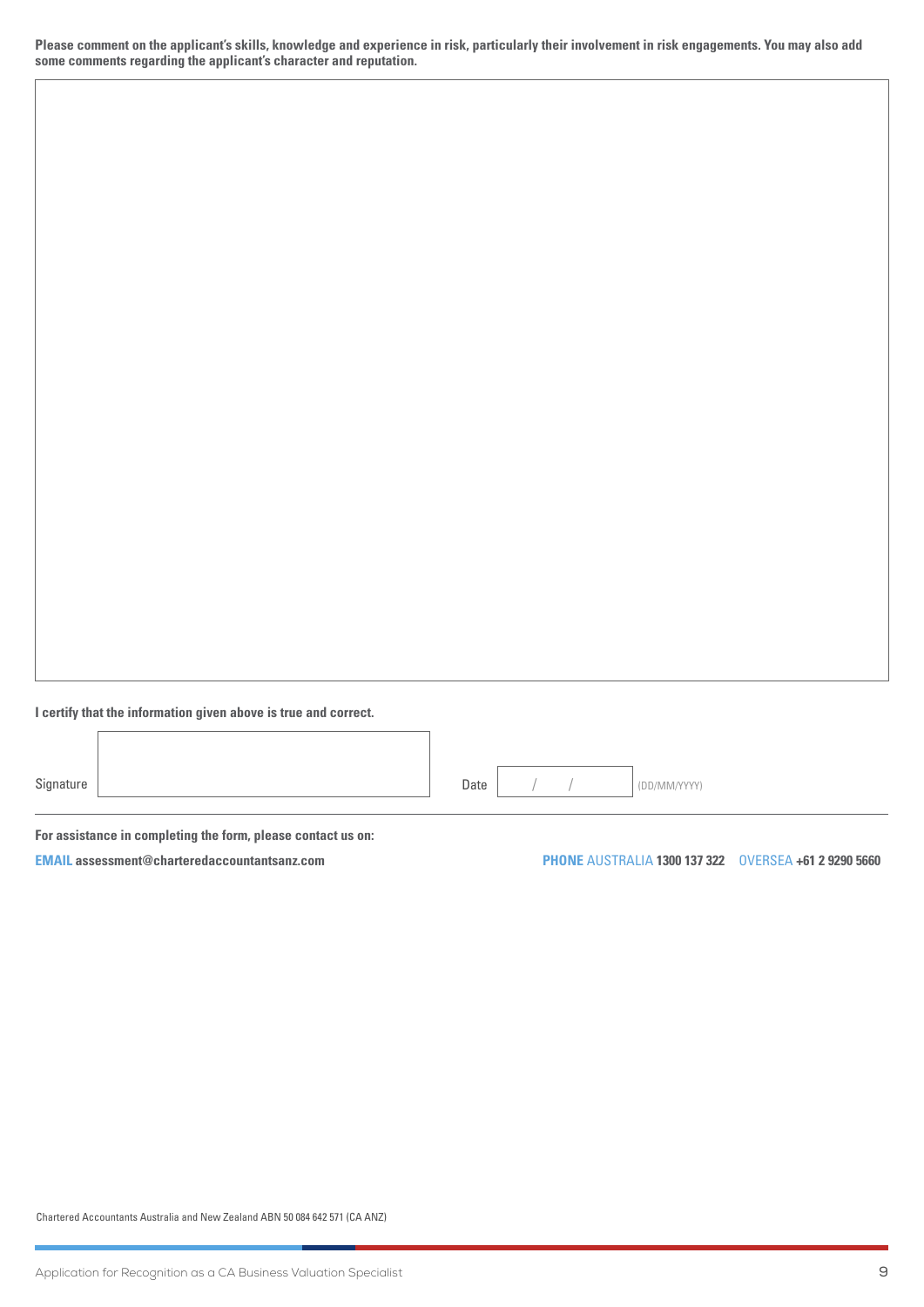**Please comment on the applicant's skills, knowledge and experience in risk, particularly their involvement in risk engagements. You may also add some comments regarding the applicant's character and reputation.**

**I certify that the information given above is true and correct.**

Signature

Date / / (DD/MM/YYYY)

**For assistance in completing the form, please contact us on:**

**EMAIL** **assessment@charteredaccountantsanz.com**

**PHONE** AUSTRALIA **1300 137 322** OVERSEA **+61 2 9290 5660**

Chartered Accountants Australia and New Zealand ABN 50 084 642 571 (CA ANZ)